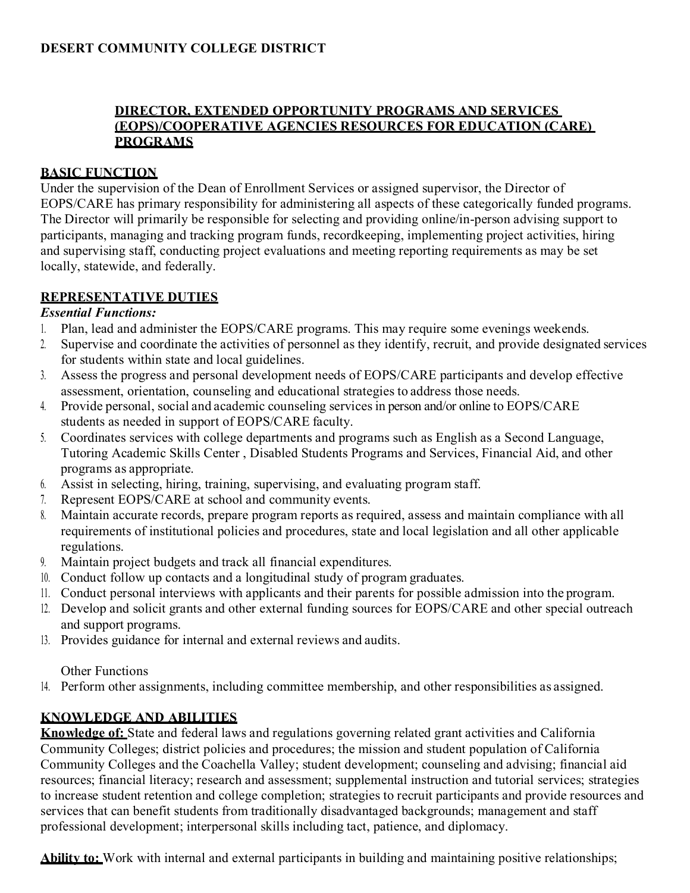**DESERT COMMUNITY COLLEGE DISTRICT**

# DIRECTOR, EXTENDED OPPORTUNITY PROGRAMS AND SERVICES (EOPS)/COOPERATIVE AGENCIES RESOURCES FOR EDUCATION (CARE) PROGRAMS

## BASIC FUNCTION

Under the supervision of the Dean of Enrollment Services or assigned supervisor, the Director of EOPS/CARE has primary responsibility for administering all aspects of these categorically funded programs. The Director will primarily be responsible for selecting and providing online/in-person advising support to participants, managing and tracking program funds, recordkeeping, implementing project activities, hiring and supervising staff, conducting project evaluations and meeting reporting requirements as may be set locally, statewide, and federally.

## REPRESENTATIVE DUTIES

***Essential Functions:***

1. Plan, lead and administer the EOPS/CARE programs. This may require some evenings weekends.
2. Supervise and coordinate the activities of personnel as they identify, recruit, and provide designated services for students within state and local guidelines.
3. Assess the progress and personal development needs of EOPS/CARE participants and develop effective assessment, orientation, counseling and educational strategies to address those needs.
4. Provide personal, social and academic counseling services in person and/or online to EOPS/CARE students as needed in support of EOPS/CARE faculty.
5. Coordinates services with college departments and programs such as English as a Second Language, Tutoring Academic Skills Center , Disabled Students Programs and Services, Financial Aid, and other programs as appropriate.
6. Assist in selecting, hiring, training, supervising, and evaluating program staff.
7. Represent EOPS/CARE at school and community events.
8. Maintain accurate records, prepare program reports as required, assess and maintain compliance with all requirements of institutional policies and procedures, state and local legislation and all other applicable regulations.
9. Maintain project budgets and track all financial expenditures.
10. Conduct follow up contacts and a longitudinal study of program graduates.
11. Conduct personal interviews with applicants and their parents for possible admission into the program.
12. Develop and solicit grants and other external funding sources for EOPS/CARE and other special outreach and support programs.
13. Provides guidance for internal and external reviews and audits.

Other Functions

14. Perform other assignments, including committee membership, and other responsibilities as assigned.

## KNOWLEDGE AND ABILITIES

**Knowledge of:** State and federal laws and regulations governing related grant activities and California Community Colleges; district policies and procedures; the mission and student population of California Community Colleges and the Coachella Valley; student development; counseling and advising; financial aid resources; financial literacy; research and assessment; supplemental instruction and tutorial services; strategies to increase student retention and college completion; strategies to recruit participants and provide resources and services that can benefit students from traditionally disadvantaged backgrounds; management and staff professional development; interpersonal skills including tact, patience, and diplomacy.

**Ability to:** Work with internal and external participants in building and maintaining positive relationships;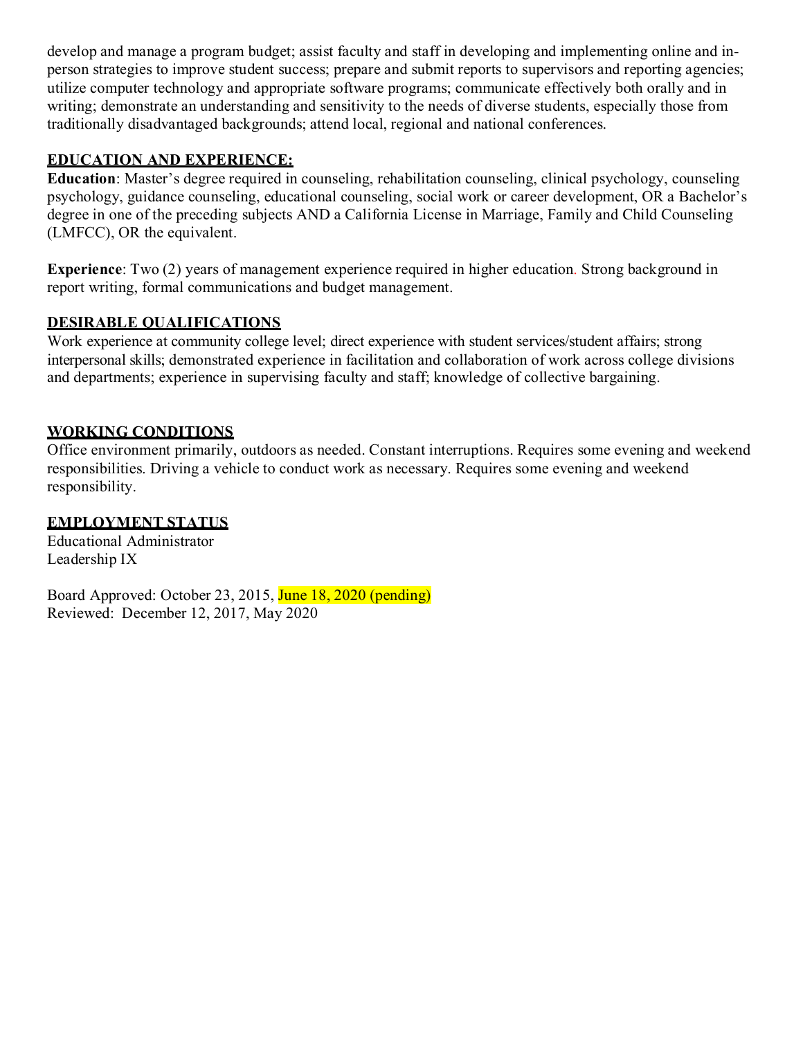develop and manage a program budget; assist faculty and staff in developing and implementing online and in-person strategies to improve student success; prepare and submit reports to supervisors and reporting agencies; utilize computer technology and appropriate software programs; communicate effectively both orally and in writing; demonstrate an understanding and sensitivity to the needs of diverse students, especially those from traditionally disadvantaged backgrounds; attend local, regional and national conferences.

## EDUCATION AND EXPERIENCE:

**Education**: Master's degree required in counseling, rehabilitation counseling, clinical psychology, counseling psychology, guidance counseling, educational counseling, social work or career development, OR a Bachelor's degree in one of the preceding subjects AND a California License in Marriage, Family and Child Counseling (LMFCC), OR the equivalent.

**Experience**: Two (2) years of management experience required in higher education. Strong background in report writing, formal communications and budget management.

## DESIRABLE QUALIFICATIONS

Work experience at community college level; direct experience with student services/student affairs; strong interpersonal skills; demonstrated experience in facilitation and collaboration of work across college divisions and departments; experience in supervising faculty and staff; knowledge of collective bargaining.

## WORKING CONDITIONS

Office environment primarily, outdoors as needed. Constant interruptions. Requires some evening and weekend responsibilities. Driving a vehicle to conduct work as necessary. Requires some evening and weekend responsibility.

## EMPLOYMENT STATUS

Educational Administrator
Leadership IX

Board Approved: October 23, 2015, June 18, 2020 (pending)
Reviewed: December 12, 2017, May 2020